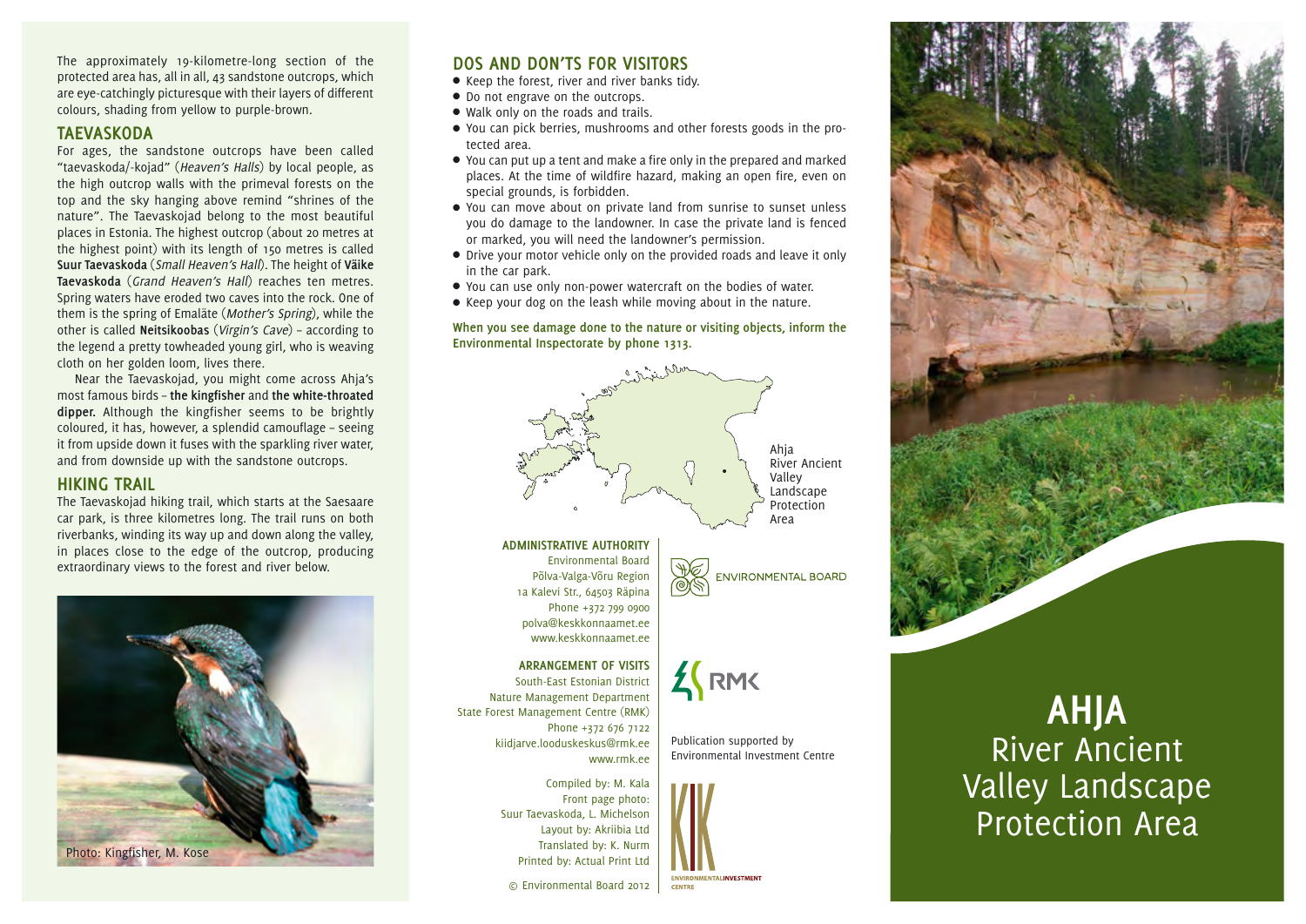The approximately 19-kilometre-long section of the protected area has, all in all, 43 sandstone outcrops, which are eye-catchingly picturesque with their layers of different colours, shading from yellow to purple-brown.

## TAEVASKODA

For ages, the sandstone outcrops have been called "taevaskoda/-kojad" (*Heaven's Halls*) by local people, as the high outcrop walls with the primeval forests on the top and the sky hanging above remind "shrines of the nature". The Taevaskojad belong to the most beautiful places in Estonia. The highest outcrop (about 20 metres at the highest point) with its length of 150 metres is called **Suur Taevaskoda** (*Small Heaven's Hall*). The height of **Väike Taevaskoda** (*Grand Heaven's Hall*) reaches ten metres. Spring waters have eroded two caves into the rock. One of them is the spring of Emaläte (*Mother's Spring*), while the other is called **Neitsikoobas** (*Virgin's Cave*) – according to the legend a pretty towheaded young girl, who is weaving cloth on her golden loom, lives there.

Near the Taevaskojad, you might come across Ahja's most famous birds – **the kingfisher** and **the white-throated dipper.** Although the kingfisher seems to be brightly coloured, it has, however, a splendid camouflage – seeing it from upside down it fuses with the sparkling river water, and from downside up with the sandstone outcrops.

## HIKING TRAIL

The Taevaskojad hiking trail, which starts at the Saesaare car park, is three kilometres long. The trail runs on both riverbanks, winding its way up and down along the valley, in places close to the edge of the outcrop, producing extraordinary views to the forest and river below.

Photo: Kingfisher, M. Kose

## DOS AND DON'TS FOR VISITORS

- Keep the forest, river and river banks tidy.
- Do not engrave on the outcrops.
- Walk only on the roads and trails.
- You can pick berries, mushrooms and other forests goods in the protected area.
- You can put up a tent and make a fire only in the prepared and marked places. At the time of wildfire hazard, making an open fire, even on special grounds, is forbidden.
- You can move about on private land from sunrise to sunset unless you do damage to the landowner. In case the private land is fenced or marked, you will need the landowner's permission.
- Drive your motor vehicle only on the provided roads and leave it only in the car park.
- You can use only non-power watercraft on the bodies of water.
- Keep your dog on the leash while moving about in the nature.

**When you see damage done to the nature or visiting objects, inform the Environmental Inspectorate by phone 1313.**

Ahja River Ancient Valley Landscape Protection Area

**ADMINISTRATIVE AUTHORITY**
Environmental Board
Põlva-Valga-Võru Region
1a Kalevi Str., 64503 Räpina
Phone +372 799 0900
polva@keskkonnaamet.ee
www.keskkonnaamet.ee

ENVIRONMENTAL BOARD

**ARRANGEMENT OF VISITS**
South-East Estonian District
Nature Management Department
State Forest Management Centre (RMK)
Phone +372 676 7122
kiidjarve.looduskeskus@rmk.ee
www.rmk.ee

RMK

Publication supported by
Environmental Investment Centre

Compiled by: M. Kala
Front page photo:
Suur Taevaskoda, L. Michelson
Layout by: Akriibia Ltd
Translated by: K. Nurm
Printed by: Actual Print Ltd

© Environmental Board 2012

ENVIRONMENTAL INVESTMENT CENTRE

# AHJA
## River Ancient Valley Landscape Protection Area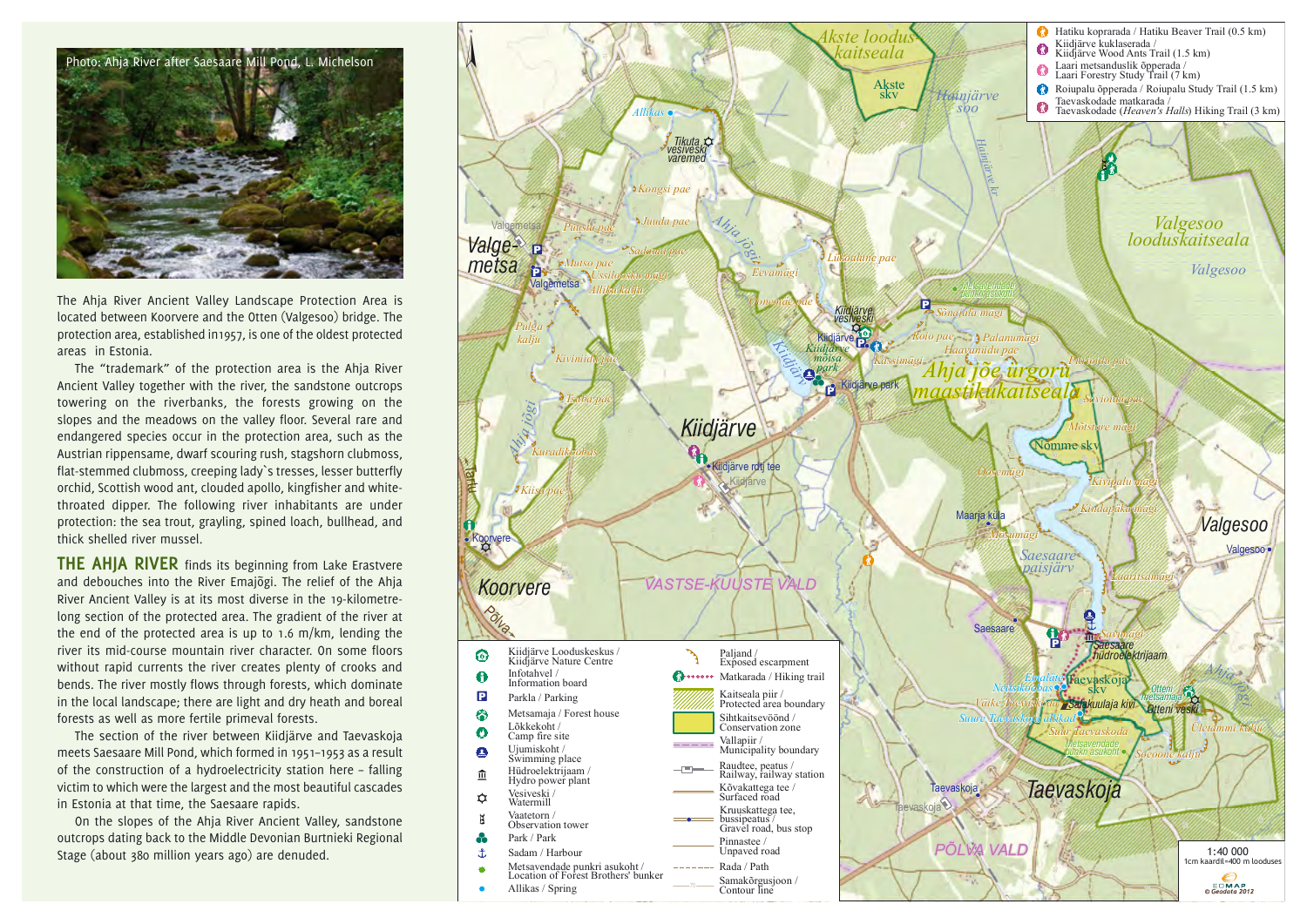Photo: Ahja River after Saesaare Mill Pond, L. Michelson

The Ahja River Ancient Valley Landscape Protection Area is located between Koorvere and the Otten (Valgesoo) bridge. The protection area, established in1957, is one of the oldest protected areas in Estonia.

The "trademark" of the protection area is the Ahja River Ancient Valley together with the river, the sandstone outcrops towering on the riverbanks, the forests growing on the slopes and the meadows on the valley floor. Several rare and endangered species occur in the protection area, such as the Austrian rippensame, dwarf scouring rush, stagshorn clubmoss, flat-stemmed clubmoss, creeping lady`s tresses, lesser butterfly orchid, Scottish wood ant, clouded apollo, kingfisher and white-throated dipper. The following river inhabitants are under protection: the sea trout, grayling, spined loach, bullhead, and thick shelled river mussel.

**THE AHJA RIVER** finds its beginning from Lake Erastvere and debouches into the River Emajõgi. The relief of the Ahja River Ancient Valley is at its most diverse in the 19-kilometre-long section of the protected area. The gradient of the river at the end of the protected area is up to 1.6 m/km, lending the river its mid-course mountain river character. On some floors without rapid currents the river creates plenty of crooks and bends. The river mostly flows through forests, which dominate in the local landscape; there are light and dry heath and boreal forests as well as more fertile primeval forests.

The section of the river between Kiidjärve and Taevaskoja meets Saesaare Mill Pond, which formed in 1951–1953 as a result of the construction of a hydroelectricity station here – falling victim to which were the largest and the most beautiful cascades in Estonia at that time, the Saesaare rapids.

On the slopes of the Ahja River Ancient Valley, sandstone outcrops dating back to the Middle Devonian Burtnieki Regional Stage (about 380 million years ago) are denuded.

Hatiku koprarada / Hatiku Beaver Trail (0.5 km)
Kiidjärve kuklaserada / Kiidjärve Wood Ants Trail (1.5 km)
Laari metsanduslik õpperada / Laari Forestry Study Trail (7 km)
Roiupalu õpperada / Roiupalu Study Trail (1.5 km)
Taevaskodade matkarada / Taevaskodade (*Heaven's Halls*) Hiking Trail (3 km)

Akste looduskaitseala
Akste skv
Haujärve soo
Allikas
Tikuta vesiveski varemed
Kongsi pae
Juuda pae
Valgemetsa
Valge-metsa
Puusli pae
Sadama pae
Ahja jõgi
Mutso pae
Ussilaksu mägi
Allika kalju
Luhaaluse pae
Eevamägi
Valgesoo looduskaitseala
Valgesoo
Kiidjärve vesiveski
Sõngulu mägi
Pulga kalju
Kiidjärve
Kiidjärve mõisa park
Koto pae
Palanumägi
Haavaniidu pae
Kivinidu pae
Kiidjärv
Kassimägi
Kiidjärve park
Ahja jõe ürgoru maastikukaitseala
Pikjoidu pae
Isaba pae
Kiidjärve
Mõtsare mägi
Nõmme skv
Kuradikoobas
Kiidjärve rdtj tee
Kiidjärve
Tartu
Kiisa pae
Kivipalu mägi
Kündapaku mägi
Maarja küla
Koorvere
Valgesoo
Koorvere
Saesaare paisjärv
VASTSE-KUUSTE VALD
Laaritsamägi
Põlva
Saesaare
Saesaare hüdroelektrijaam
Taevaskoja skv
Neitsikoobas
Väike Taevaskoda
Suure Taevaskoja allikad
Suur Taevaskoda
Metsavendade punkri asukoht
Otteni metsamaja
Otteni veski
Ülesemmi kalju
Sõõmne kalju
Taevaskoja
Taevaskoja
PÕLVA VALD

Kiidjärve Loodusekeskus / Kiidjärve Nature Centre
Infotahvel / Information board
Parkla / Parking
Metsamaja / Forest house
Lõkkekoht / Camp fire site
Ujumiskoht / Swimming place
Hüdroelektrijaam / Hydro power plant
Vesiveski / Watermill
Vaatetorn / Observation tower
Park / Park
Sadam / Harbour
Metsavendade punkri asukoht / Location of Forest Brothers' bunker
Allikas / Spring
Paljand / Exposed escarpment
Matkarada / Hiking trail
Kaitseala piir / Protected area boundary
Sihtkaitsevöönd / Conservation zone
Vallapiir / Municipality boundary
Raudtee, peatus / Railway, railway station
Kõvakattega tee / Surfaced road
Kruuskattega tee, bussipeatus / Gravel road, bus stop
Pinnastee / Unpaved road
Rada / Path
Samakõrgusjoon / Contour line

1:40 000
1cm kaardil=400 m looduses

EOMAP
© Geodata 2012